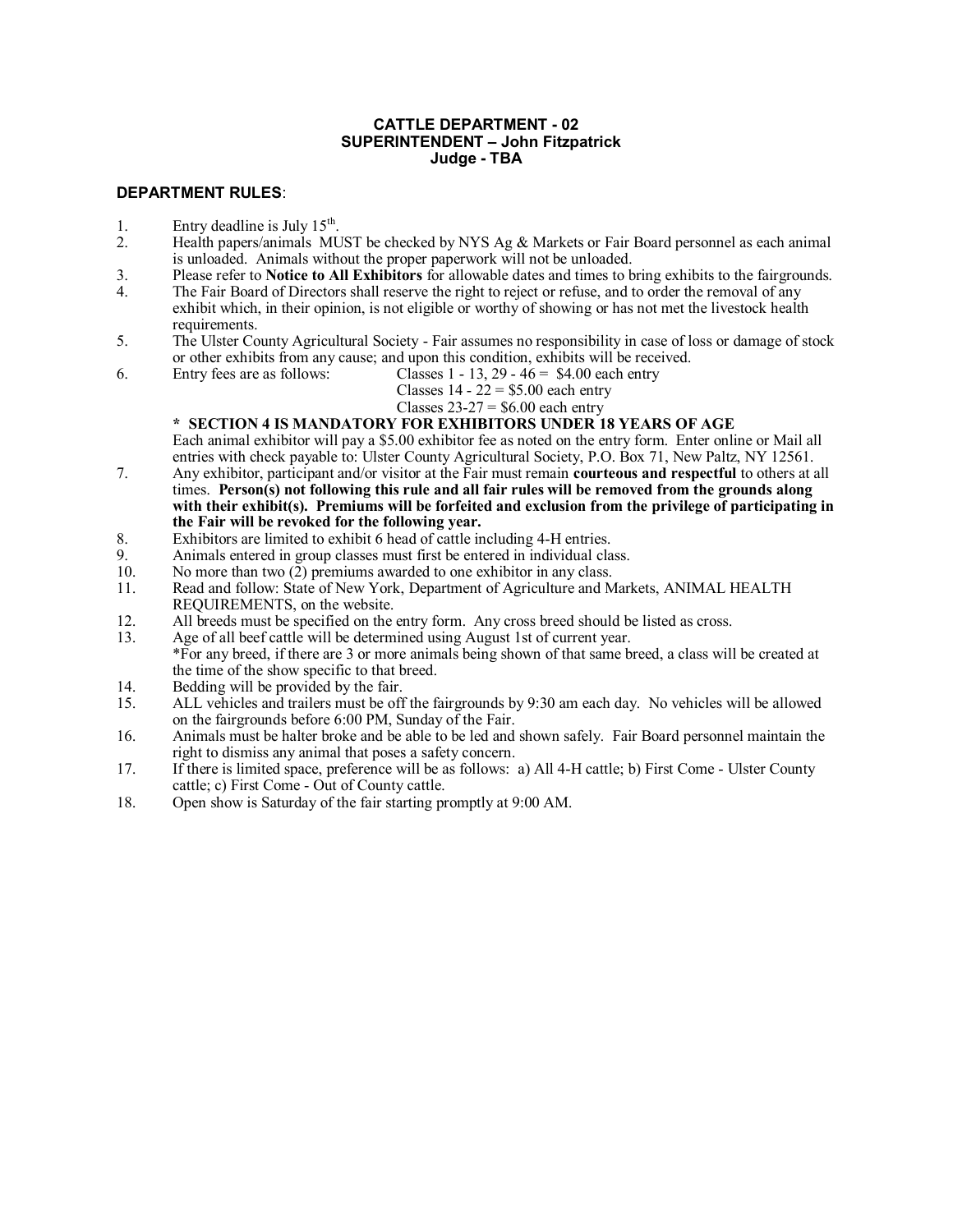**CATTLE DEPARTMENT - 02**
**SUPERINTENDENT – John Fitzpatrick**
**Judge - TBA**

**DEPARTMENT RULES**:

1. Entry deadline is July 15th.
2. Health papers/animals MUST be checked by NYS Ag & Markets or Fair Board personnel as each animal is unloaded. Animals without the proper paperwork will not be unloaded.
3. Please refer to **Notice to All Exhibitors** for allowable dates and times to bring exhibits to the fairgrounds.
4. The Fair Board of Directors shall reserve the right to reject or refuse, and to order the removal of any exhibit which, in their opinion, is not eligible or worthy of showing or has not met the livestock health requirements.
5. The Ulster County Agricultural Society - Fair assumes no responsibility in case of loss or damage of stock or other exhibits from any cause; and upon this condition, exhibits will be received.
6. Entry fees are as follows:
   Classes 1 - 13, 29 - 46 = $4.00 each entry
   Classes 14 - 22 = $5.00 each entry
   Classes 23-27 = $6.00 each entry
   **\* SECTION 4 IS MANDATORY FOR EXHIBITORS UNDER 18 YEARS OF AGE**
   Each animal exhibitor will pay a $5.00 exhibitor fee as noted on the entry form. Enter online or Mail all entries with check payable to: Ulster County Agricultural Society, P.O. Box 71, New Paltz, NY 12561.
7. Any exhibitor, participant and/or visitor at the Fair must remain **courteous and respectful** to others at all times. **Person(s) not following this rule and all fair rules will be removed from the grounds along with their exhibit(s). Premiums will be forfeited and exclusion from the privilege of participating in the Fair will be revoked for the following year.**
8. Exhibitors are limited to exhibit 6 head of cattle including 4-H entries.
9. Animals entered in group classes must first be entered in individual class.
10. No more than two (2) premiums awarded to one exhibitor in any class.
11. Read and follow: State of New York, Department of Agriculture and Markets, ANIMAL HEALTH REQUIREMENTS, on the website.
12. All breeds must be specified on the entry form. Any cross breed should be listed as cross.
13. Age of all beef cattle will be determined using August 1st of current year.
    *For any breed, if there are 3 or more animals being shown of that same breed, a class will be created at the time of the show specific to that breed.
14. Bedding will be provided by the fair.
15. ALL vehicles and trailers must be off the fairgrounds by 9:30 am each day. No vehicles will be allowed on the fairgrounds before 6:00 PM, Sunday of the Fair.
16. Animals must be halter broke and be able to be led and shown safely. Fair Board personnel maintain the right to dismiss any animal that poses a safety concern.
17. If there is limited space, preference will be as follows: a) All 4-H cattle; b) First Come - Ulster County cattle; c) First Come - Out of County cattle.
18. Open show is Saturday of the fair starting promptly at 9:00 AM.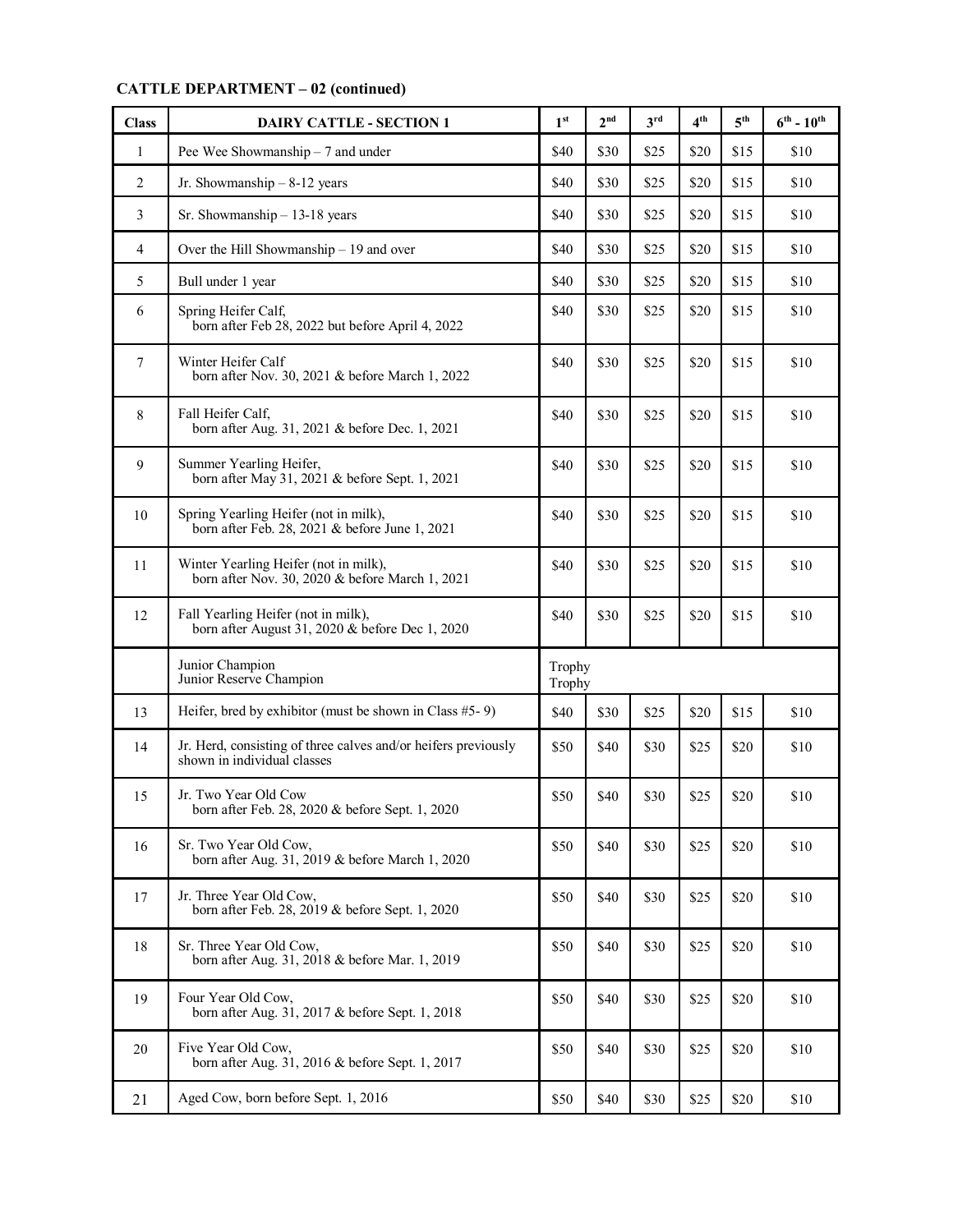**CATTLE DEPARTMENT – 02 (continued)**

| Class | DAIRY CATTLE - SECTION 1 | 1st | 2nd | 3rd | 4th | 5th | 6th - 10th |
|---|---|---|---|---|---|---|---|
| 1 | Pee Wee Showmanship – 7 and under | $40 | $30 | $25 | $20 | $15 | $10 |
| 2 | Jr. Showmanship – 8-12 years | $40 | $30 | $25 | $20 | $15 | $10 |
| 3 | Sr. Showmanship – 13-18 years | $40 | $30 | $25 | $20 | $15 | $10 |
| 4 | Over the Hill Showmanship – 19 and over | $40 | $30 | $25 | $20 | $15 | $10 |
| 5 | Bull under 1 year | $40 | $30 | $25 | $20 | $15 | $10 |
| 6 | Spring Heifer Calf, born after Feb 28, 2022 but before April 4, 2022 | $40 | $30 | $25 | $20 | $15 | $10 |
| 7 | Winter Heifer Calf born after Nov. 30, 2021 & before March 1, 2022 | $40 | $30 | $25 | $20 | $15 | $10 |
| 8 | Fall Heifer Calf, born after Aug. 31, 2021 & before Dec. 1, 2021 | $40 | $30 | $25 | $20 | $15 | $10 |
| 9 | Summer Yearling Heifer, born after May 31, 2021 & before Sept. 1, 2021 | $40 | $30 | $25 | $20 | $15 | $10 |
| 10 | Spring Yearling Heifer (not in milk), born after Feb. 28, 2021 & before June 1, 2021 | $40 | $30 | $25 | $20 | $15 | $10 |
| 11 | Winter Yearling Heifer (not in milk), born after Nov. 30, 2020 & before March 1, 2021 | $40 | $30 | $25 | $20 | $15 | $10 |
| 12 | Fall Yearling Heifer (not in milk), born after August 31, 2020 & before Dec 1, 2020 | $40 | $30 | $25 | $20 | $15 | $10 |
| | Junior Champion<br>Junior Reserve Champion | Trophy<br>Trophy | | | | | |
| 13 | Heifer, bred by exhibitor (must be shown in Class #5- 9) | $40 | $30 | $25 | $20 | $15 | $10 |
| 14 | Jr. Herd, consisting of three calves and/or heifers previously shown in individual classes | $50 | $40 | $30 | $25 | $20 | $10 |
| 15 | Jr. Two Year Old Cow born after Feb. 28, 2020 & before Sept. 1, 2020 | $50 | $40 | $30 | $25 | $20 | $10 |
| 16 | Sr. Two Year Old Cow, born after Aug. 31, 2019 & before March 1, 2020 | $50 | $40 | $30 | $25 | $20 | $10 |
| 17 | Jr. Three Year Old Cow, born after Feb. 28, 2019 & before Sept. 1, 2020 | $50 | $40 | $30 | $25 | $20 | $10 |
| 18 | Sr. Three Year Old Cow, born after Aug. 31, 2018 & before Mar. 1, 2019 | $50 | $40 | $30 | $25 | $20 | $10 |
| 19 | Four Year Old Cow, born after Aug. 31, 2017 & before Sept. 1, 2018 | $50 | $40 | $30 | $25 | $20 | $10 |
| 20 | Five Year Old Cow, born after Aug. 31, 2016 & before Sept. 1, 2017 | $50 | $40 | $30 | $25 | $20 | $10 |
| 21 | Aged Cow, born before Sept. 1, 2016 | $50 | $40 | $30 | $25 | $20 | $10 |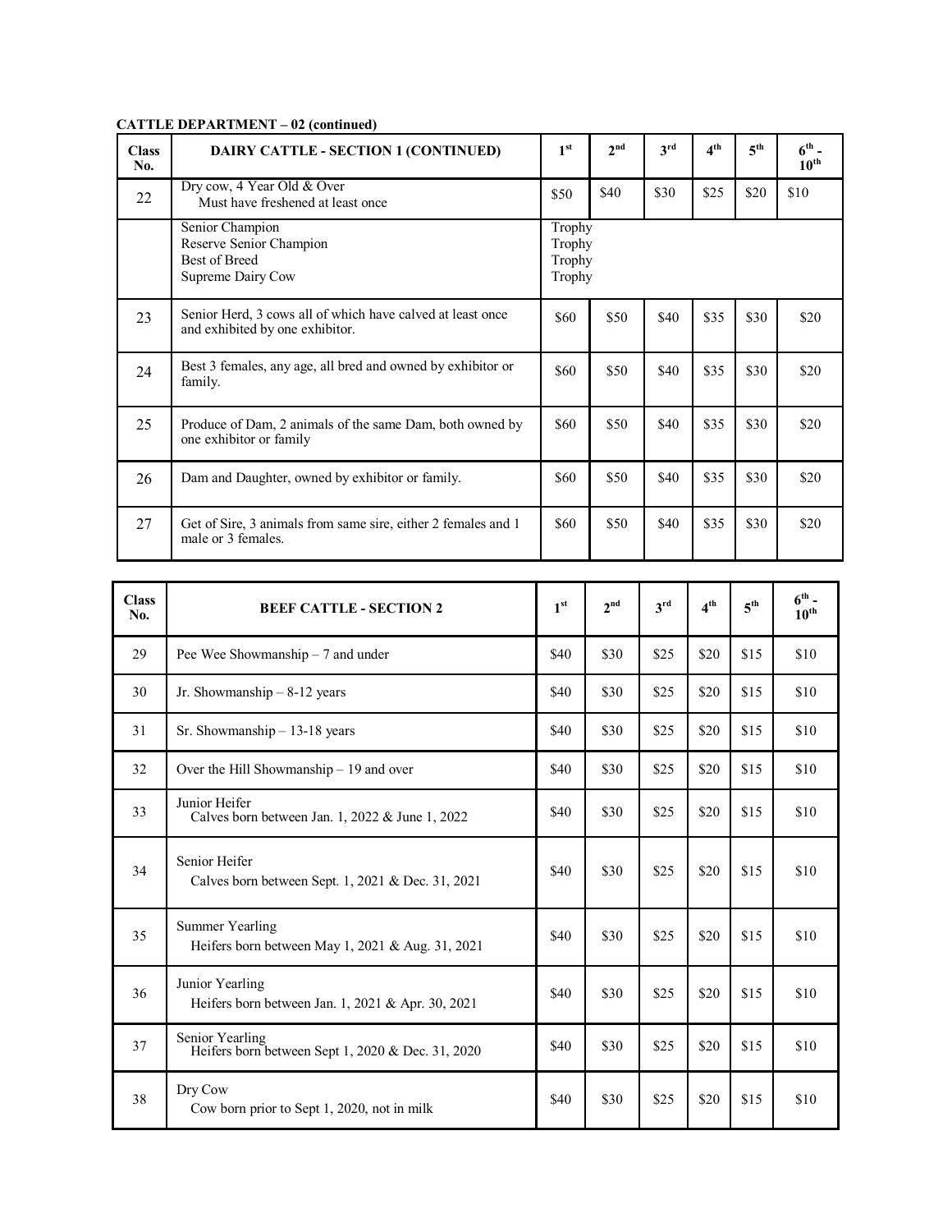**CATTLE DEPARTMENT – 02 (continued)**

| Class No. | DAIRY CATTLE - SECTION 1 (CONTINUED) | 1st | 2nd | 3rd | 4th | 5th | 6th - 10th |
|---|---|---|---|---|---|---|---|
| 22 | Dry cow, 4 Year Old & Over<br>Must have freshened at least once | $50 | $40 | $30 | $25 | $20 | $10 |
| | Senior Champion<br>Reserve Senior Champion<br>Best of Breed<br>Supreme Dairy Cow | Trophy<br>Trophy<br>Trophy<br>Trophy | | | | | |
| 23 | Senior Herd, 3 cows all of which have calved at least once and exhibited by one exhibitor. | $60 | $50 | $40 | $35 | $30 | $20 |
| 24 | Best 3 females, any age, all bred and owned by exhibitor or family. | $60 | $50 | $40 | $35 | $30 | $20 |
| 25 | Produce of Dam, 2 animals of the same Dam, both owned by one exhibitor or family | $60 | $50 | $40 | $35 | $30 | $20 |
| 26 | Dam and Daughter, owned by exhibitor or family. | $60 | $50 | $40 | $35 | $30 | $20 |
| 27 | Get of Sire, 3 animals from same sire, either 2 females and 1 male or 3 females. | $60 | $50 | $40 | $35 | $30 | $20 |

| Class No. | BEEF CATTLE - SECTION 2 | 1st | 2nd | 3rd | 4th | 5th | 6th - 10th |
|---|---|---|---|---|---|---|---|
| 29 | Pee Wee Showmanship – 7 and under | $40 | $30 | $25 | $20 | $15 | $10 |
| 30 | Jr. Showmanship – 8-12 years | $40 | $30 | $25 | $20 | $15 | $10 |
| 31 | Sr. Showmanship – 13-18 years | $40 | $30 | $25 | $20 | $15 | $10 |
| 32 | Over the Hill Showmanship – 19 and over | $40 | $30 | $25 | $20 | $15 | $10 |
| 33 | Junior Heifer<br>Calves born between Jan. 1, 2022 & June 1, 2022 | $40 | $30 | $25 | $20 | $15 | $10 |
| 34 | Senior Heifer<br>Calves born between Sept. 1, 2021 & Dec. 31, 2021 | $40 | $30 | $25 | $20 | $15 | $10 |
| 35 | Summer Yearling<br>Heifers born between May 1, 2021 & Aug. 31, 2021 | $40 | $30 | $25 | $20 | $15 | $10 |
| 36 | Junior Yearling<br>Heifers born between Jan. 1, 2021 & Apr. 30, 2021 | $40 | $30 | $25 | $20 | $15 | $10 |
| 37 | Senior Yearling<br>Heifers born between Sept 1, 2020 & Dec. 31, 2020 | $40 | $30 | $25 | $20 | $15 | $10 |
| 38 | Dry Cow<br>Cow born prior to Sept 1, 2020, not in milk | $40 | $30 | $25 | $20 | $15 | $10 |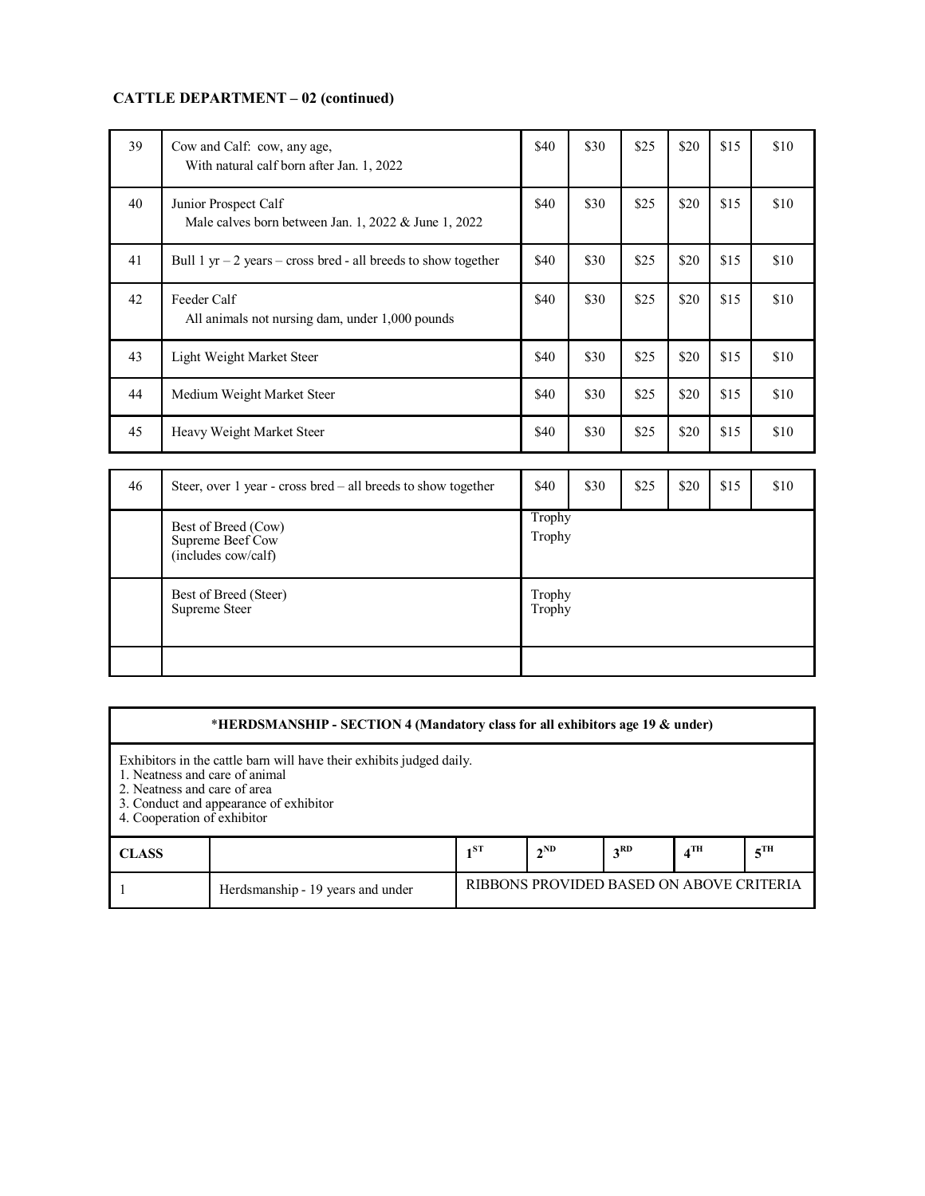## CATTLE DEPARTMENT – 02 (continued)

| | | | | | | | |
|---|---|---|---|---|---|---|---|
| 39 | Cow and Calf: cow, any age, With natural calf born after Jan. 1, 2022 | $40 | $30 | $25 | $20 | $15 | $10 |
| 40 | Junior Prospect Calf Male calves born between Jan. 1, 2022 & June 1, 2022 | $40 | $30 | $25 | $20 | $15 | $10 |
| 41 | Bull 1 yr – 2 years – cross bred - all breeds to show together | $40 | $30 | $25 | $20 | $15 | $10 |
| 42 | Feeder Calf All animals not nursing dam, under 1,000 pounds | $40 | $30 | $25 | $20 | $15 | $10 |
| 43 | Light Weight Market Steer | $40 | $30 | $25 | $20 | $15 | $10 |
| 44 | Medium Weight Market Steer | $40 | $30 | $25 | $20 | $15 | $10 |
| 45 | Heavy Weight Market Steer | $40 | $30 | $25 | $20 | $15 | $10 |

| | | | | | | | |
|---|---|---|---|---|---|---|---|
| 46 | Steer, over 1 year - cross bred – all breeds to show together | $40 | $30 | $25 | $20 | $15 | $10 |
| | Best of Breed (Cow)<br>Supreme Beef Cow<br>(includes cow/calf) | Trophy<br>Trophy | | | | | |
| | Best of Breed (Steer)<br>Supreme Steer | Trophy<br>Trophy | | | | | |
| | | | | | | | |

**\*HERDSMANSHIP - SECTION 4 (Mandatory class for all exhibitors age 19 & under)**

Exhibitors in the cattle barn will have their exhibits judged daily.

1. Neatness and care of animal
2. Neatness and care of area
3. Conduct and appearance of exhibitor
4. Cooperation of exhibitor

| CLASS | | 1ST | 2ND | 3RD | 4TH | 5TH |
|---|---|---|---|---|---|---|
| 1 | Herdsmanship - 19 years and under | RIBBONS PROVIDED BASED ON ABOVE CRITERIA | | | | |